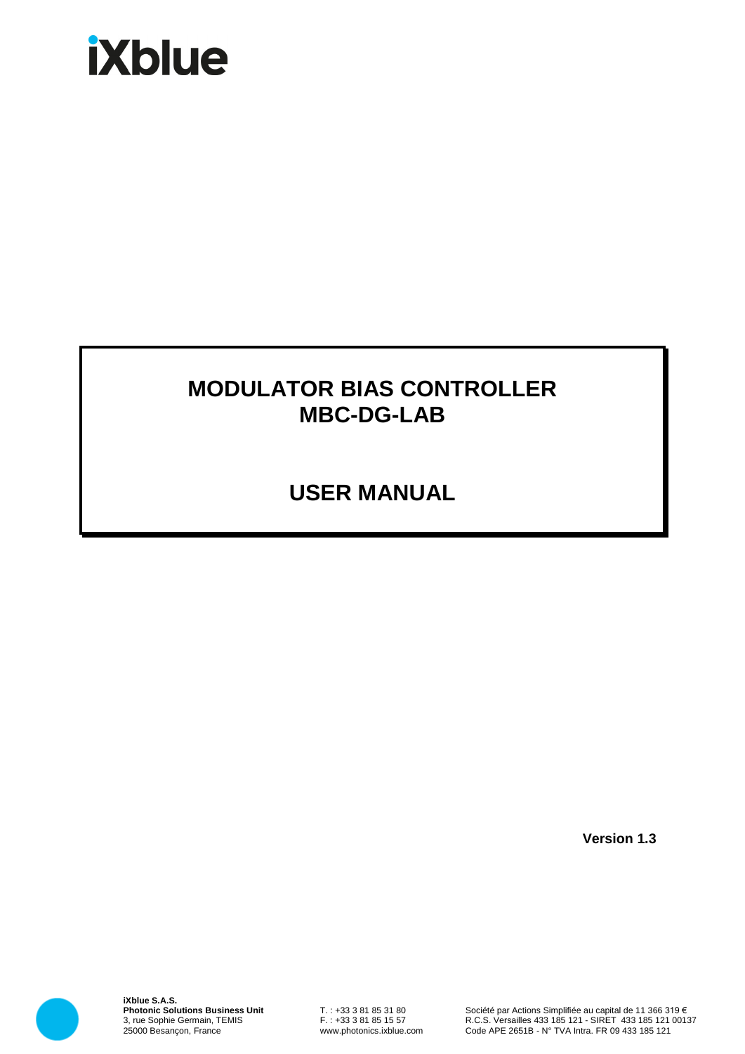# iXblue

# MODULATOR BIAS CONTROLLER
# MBC-DG-LAB

# USER MANUAL

**Version 1.3**

**iXblue S.A.S.**
**Photonic Solutions Business Unit**
3, rue Sophie Germain, TEMIS
25000 Besançon, France

T. : +33 3 81 85 31 80
F. : +33 3 81 85 15 57
www.photonics.ixblue.com

Société par Actions Simplifiée au capital de 11 366 319 €
R.C.S. Versailles 433 185 121 - SIRET 433 185 121 00137
Code APE 2651B - N° TVA Intra. FR 09 433 185 121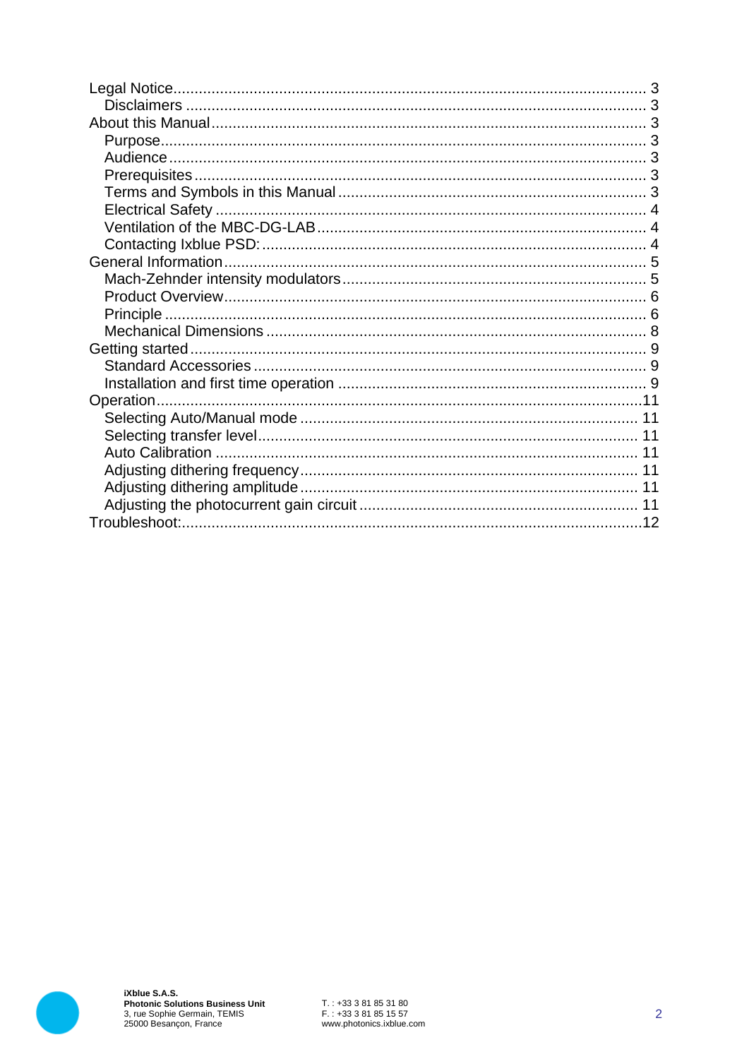Legal Notice........................................................................................................ 3
- Disclaimers ..................................................................................................... 3

About this Manual................................................................................................. 3
- Purpose.......................................................................................................... 3
- Audience ........................................................................................................ 3
- Prerequisites .................................................................................................. 3
- Terms and Symbols in this Manual ................................................................. 3
- Electrical Safety .............................................................................................. 4
- Ventilation of the MBC-DG-LAB ...................................................................... 4
- Contacting Ixblue PSD: ................................................................................... 4

General Information .............................................................................................. 5
- Mach-Zehnder intensity modulators ................................................................. 5
- Product Overview ............................................................................................ 6
- Principle .......................................................................................................... 6
- Mechanical Dimensions .................................................................................. 8

Getting started ..................................................................................................... 9
- Standard Accessories ..................................................................................... 9
- Installation and first time operation ................................................................. 9

Operation ........................................................................................................... 11
- Selecting Auto/Manual mode ......................................................................... 11
- Selecting transfer level .................................................................................. 11
- Auto Calibration ............................................................................................ 11
- Adjusting dithering frequency ........................................................................ 11
- Adjusting dithering amplitude ........................................................................ 11
- Adjusting the photocurrent gain circuit .......................................................... 11

Troubleshoot: ..................................................................................................... 12

iXblue S.A.S.
**Photonic Solutions Business Unit**
3, rue Sophie Germain, TEMIS
25000 Besançon, France

T. : +33 3 81 85 31 80
F. : +33 3 81 85 15 57
www.photonics.ixblue.com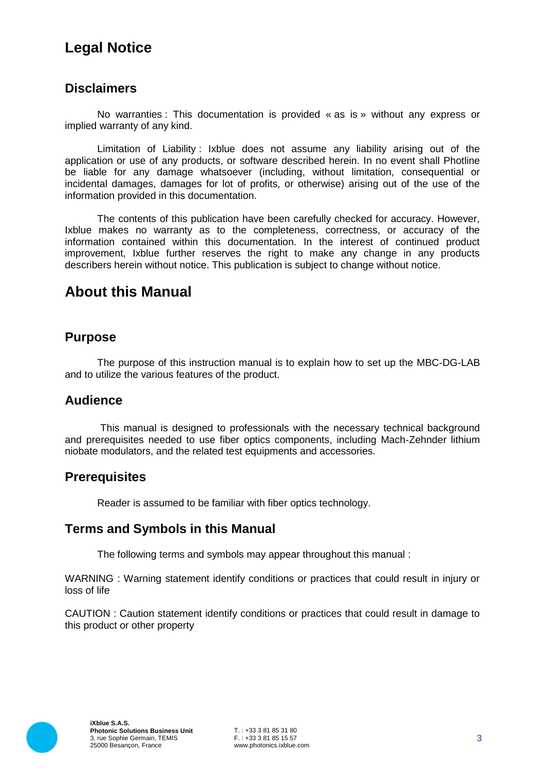# Legal Notice

## Disclaimers

No warranties : This documentation is provided « as is » without any express or implied warranty of any kind.

Limitation of Liability : Ixblue does not assume any liability arising out of the application or use of any products, or software described herein. In no event shall Photline be liable for any damage whatsoever (including, without limitation, consequential or incidental damages, damages for lot of profits, or otherwise) arising out of the use of the information provided in this documentation.

The contents of this publication have been carefully checked for accuracy. However, Ixblue makes no warranty as to the completeness, correctness, or accuracy of the information contained within this documentation. In the interest of continued product improvement, Ixblue further reserves the right to make any change in any products describers herein without notice. This publication is subject to change without notice.

# About this Manual

## Purpose

The purpose of this instruction manual is to explain how to set up the MBC-DG-LAB and to utilize the various features of the product.

## Audience

This manual is designed to professionals with the necessary technical background and prerequisites needed to use fiber optics components, including Mach-Zehnder lithium niobate modulators, and the related test equipments and accessories.

## Prerequisites

Reader is assumed to be familiar with fiber optics technology.

## Terms and Symbols in this Manual

The following terms and symbols may appear throughout this manual :

WARNING : Warning statement identify conditions or practices that could result in injury or loss of life

CAUTION : Caution statement identify conditions or practices that could result in damage to this product or other property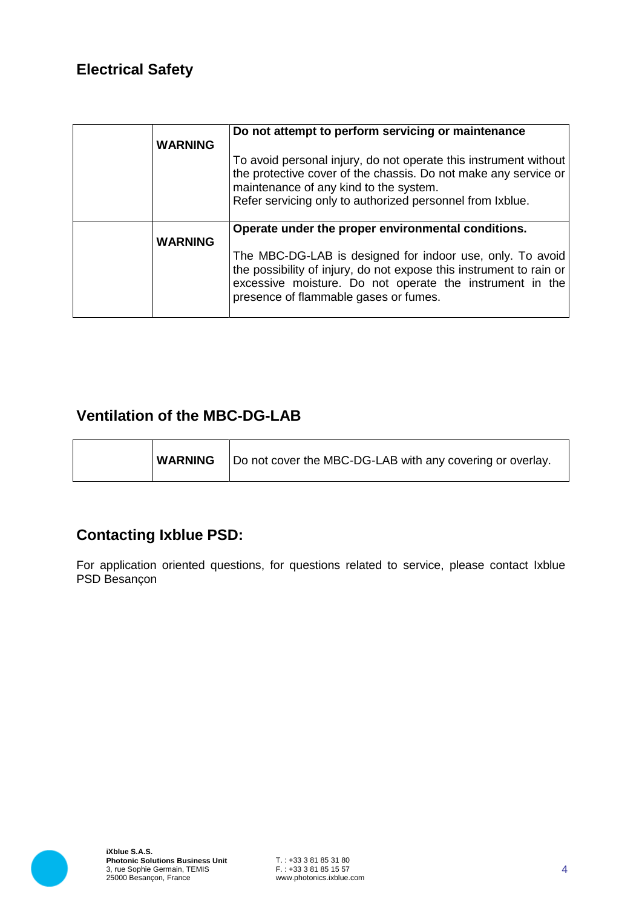## Electrical Safety

| | | |
|---|---|---|
| | **WARNING** | **Do not attempt to perform servicing or maintenance**<br><br>To avoid personal injury, do not operate this instrument without the protective cover of the chassis. Do not make any service or maintenance of any kind to the system.<br>Refer servicing only to authorized personnel from Ixblue. |
| | **WARNING** | **Operate under the proper environmental conditions.**<br><br>The MBC-DG-LAB is designed for indoor use, only. To avoid the possibility of injury, do not expose this instrument to rain or excessive moisture. Do not operate the instrument in the presence of flammable gases or fumes. |

## Ventilation of the MBC-DG-LAB

| | | |
|---|---|---|
| | **WARNING** | Do not cover the MBC-DG-LAB with any covering or overlay. |

## Contacting Ixblue PSD:

For application oriented questions, for questions related to service, please contact Ixblue PSD Besançon

**iXblue S.A.S.**
**Photonic Solutions Business Unit**
3, rue Sophie Germain, TEMIS
25000 Besançon, France

T. : +33 3 81 85 31 80
F. : +33 3 81 85 15 57
www.photonics.ixblue.com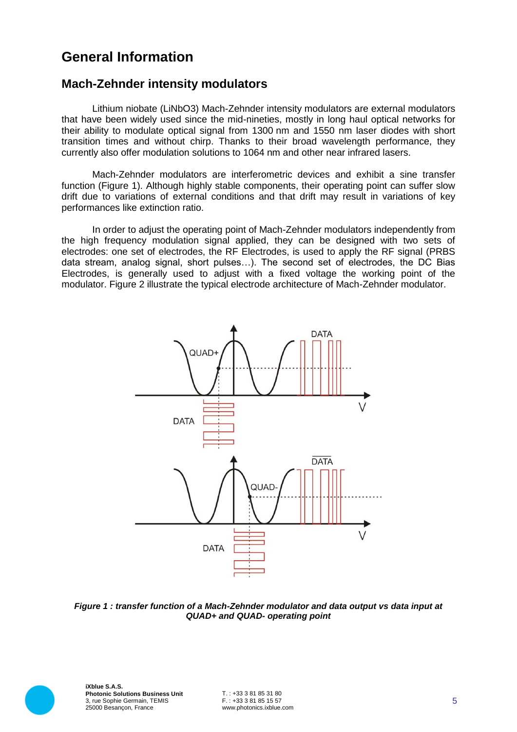# General Information

## Mach-Zehnder intensity modulators

Lithium niobate ($LiNbO_3$) Mach-Zehnder intensity modulators are external modulators that have been widely used since the mid-nineties, mostly in long haul optical networks for their ability to modulate optical signal from 1300 nm and 1550 nm laser diodes with short transition times and without chirp. Thanks to their broad wavelength performance, they currently also offer modulation solutions to 1064 nm and other near infrared lasers.

Mach-Zehnder modulators are interferometric devices and exhibit a sine transfer function (Figure 1). Although highly stable components, their operating point can suffer slow drift due to variations of external conditions and that drift may result in variations of key performances like extinction ratio.

In order to adjust the operating point of Mach-Zehnder modulators independently from the high frequency modulation signal applied, they can be designed with two sets of electrodes: one set of electrodes, the RF Electrodes, is used to apply the RF signal (PRBS data stream, analog signal, short pulses…). The second set of electrodes, the DC Bias Electrodes, is generally used to adjust with a fixed voltage the working point of the modulator. Figure 2 illustrate the typical electrode architecture of Mach-Zehnder modulator.

***Figure 1 : transfer function of a Mach-Zehnder modulator and data output vs data input at QUAD+ and QUAD- operating point***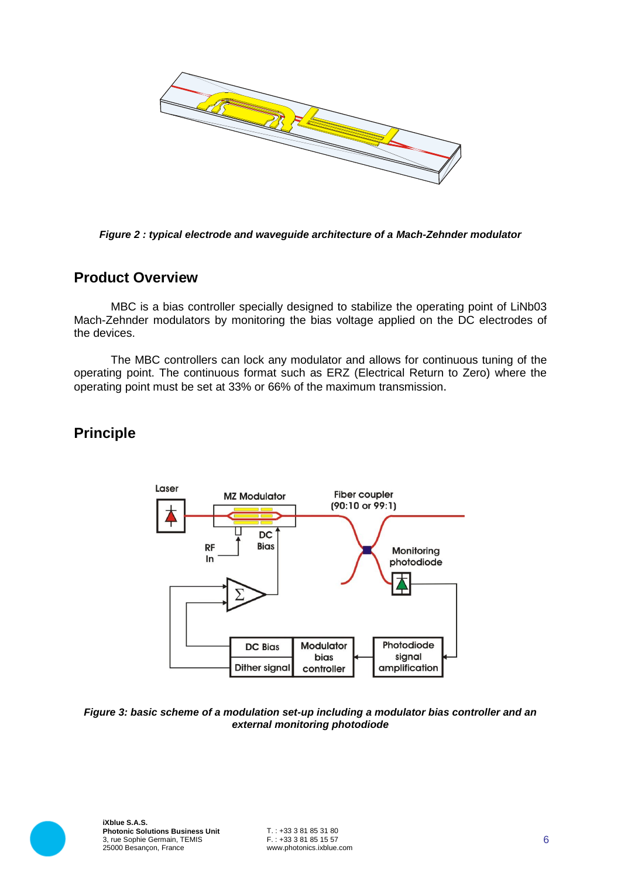*Figure 2 : typical electrode and waveguide architecture of a Mach-Zehnder modulator*

## Product Overview

MBC is a bias controller specially designed to stabilize the operating point of LiNb03 Mach-Zehnder modulators by monitoring the bias voltage applied on the DC electrodes of the devices.

The MBC controllers can lock any modulator and allows for continuous tuning of the operating point. The continuous format such as ERZ (Electrical Return to Zero) where the operating point must be set at 33% or 66% of the maximum transmission.

## Principle

*Figure 3: basic scheme of a modulation set-up including a modulator bias controller and an external monitoring photodiode*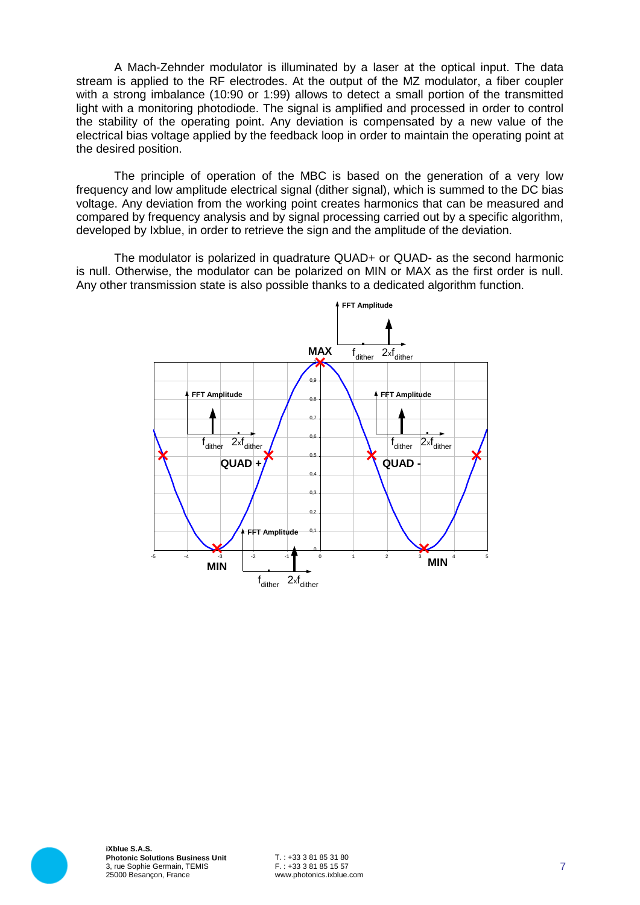A Mach-Zehnder modulator is illuminated by a laser at the optical input. The data stream is applied to the RF electrodes. At the output of the MZ modulator, a fiber coupler with a strong imbalance (10:90 or 1:99) allows to detect a small portion of the transmitted light with a monitoring photodiode. The signal is amplified and processed in order to control the stability of the operating point. Any deviation is compensated by a new value of the electrical bias voltage applied by the feedback loop in order to maintain the operating point at the desired position.

The principle of operation of the MBC is based on the generation of a very low frequency and low amplitude electrical signal (dither signal), which is summed to the DC bias voltage. Any deviation from the working point creates harmonics that can be measured and compared by frequency analysis and by signal processing carried out by a specific algorithm, developed by Ixblue, in order to retrieve the sign and the amplitude of the deviation.

The modulator is polarized in quadrature QUAD+ or QUAD- as the second harmonic is null. Otherwise, the modulator can be polarized on MIN or MAX as the first order is null. Any other transmission state is also possible thanks to a dedicated algorithm function.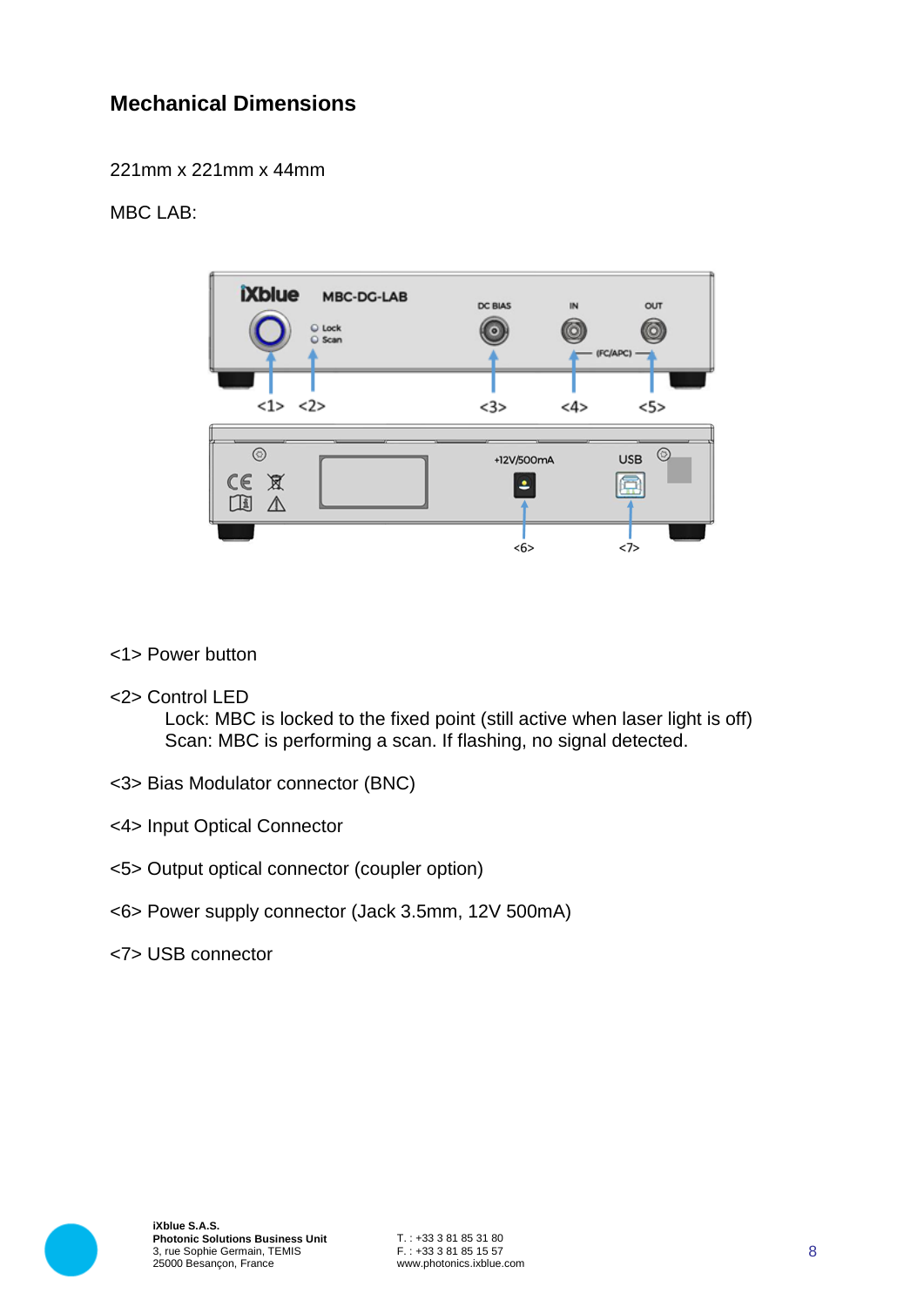## Mechanical Dimensions

221mm x 221mm x 44mm

MBC LAB:

<1> Power button

<2> Control LED

Lock: MBC is locked to the fixed point (still active when laser light is off)
Scan: MBC is performing a scan. If flashing, no signal detected.

<3> Bias Modulator connector (BNC)

<4> Input Optical Connector

<5> Output optical connector (coupler option)

<6> Power supply connector (Jack 3.5mm, 12V 500mA)

<7> USB connector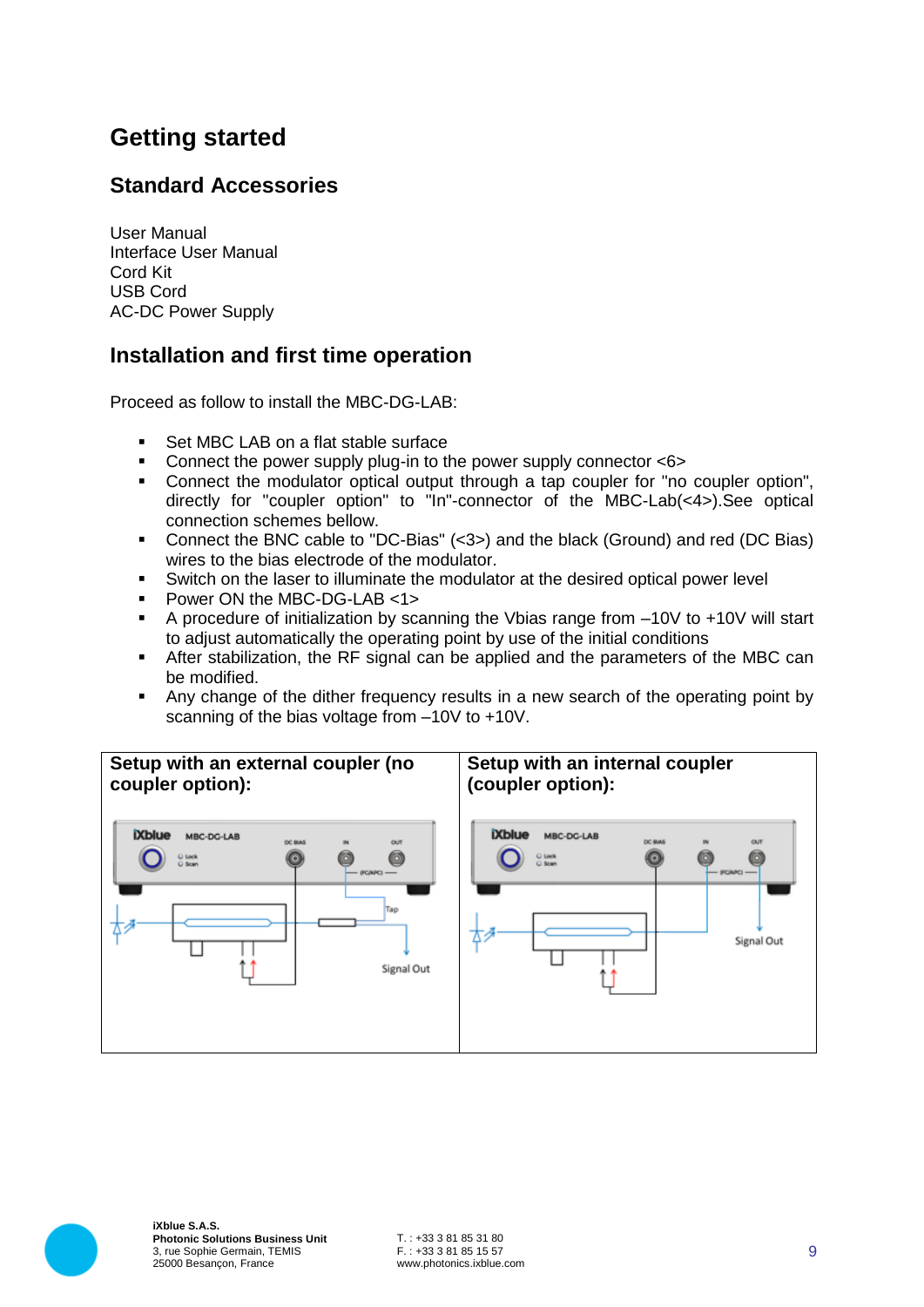# Getting started

## Standard Accessories

User Manual
Interface User Manual
Cord Kit
USB Cord
AC-DC Power Supply

## Installation and first time operation

Proceed as follow to install the MBC-DG-LAB:

- Set MBC LAB on a flat stable surface
- Connect the power supply plug-in to the power supply connector <6>
- Connect the modulator optical output through a tap coupler for "no coupler option", directly for "coupler option" to "In"-connector of the MBC-Lab(<4>).See optical connection schemes bellow.
- Connect the BNC cable to "DC-Bias" (<3>) and the black (Ground) and red (DC Bias) wires to the bias electrode of the modulator.
- Switch on the laser to illuminate the modulator at the desired optical power level
- Power ON the MBC-DG-LAB <1>
- A procedure of initialization by scanning the Vbias range from –10V to +10V will start to adjust automatically the operating point by use of the initial conditions
- After stabilization, the RF signal can be applied and the parameters of the MBC can be modified.
- Any change of the dither frequency results in a new search of the operating point by scanning of the bias voltage from –10V to +10V.

| **Setup with an external coupler (no coupler option):** | **Setup with an internal coupler (coupler option):** |
|---|---|
| iXblue MBC-DG-LAB, Lock, Scan, DC BIAS, IN, OUT, (FC/APC), Tap, Signal Out | iXblue MBC-DG-LAB, Lock, Scan, DC BIAS, IN, OUT, (FC/APC), Signal Out |

**iXblue S.A.S.**
**Photonic Solutions Business Unit**
3, rue Sophie Germain, TEMIS
25000 Besançon, France

T. : +33 3 81 85 31 80
F. : +33 3 81 85 15 57
www.photonics.ixblue.com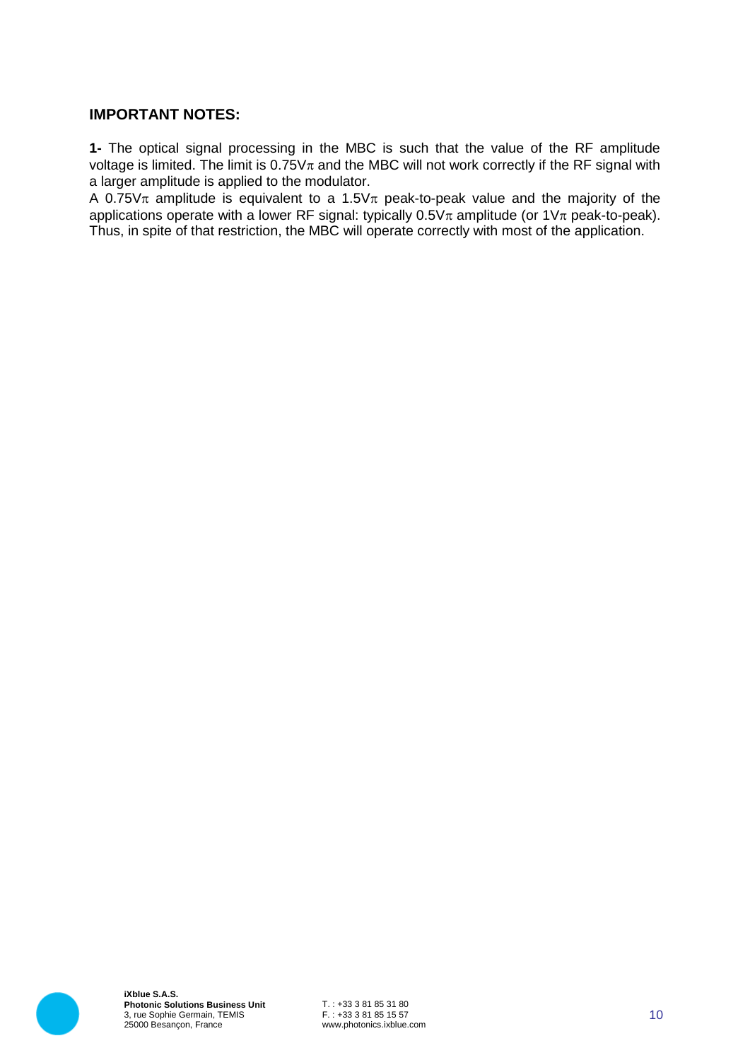## IMPORTANT NOTES:

**1-** The optical signal processing in the MBC is such that the value of the RF amplitude voltage is limited. The limit is $0.75V_\pi$ and the MBC will not work correctly if the RF signal with a larger amplitude is applied to the modulator.

A $0.75V_\pi$ amplitude is equivalent to a $1.5V_\pi$ peak-to-peak value and the majority of the applications operate with a lower RF signal: typically $0.5V_\pi$ amplitude (or $1V_\pi$ peak-to-peak). Thus, in spite of that restriction, the MBC will operate correctly with most of the application.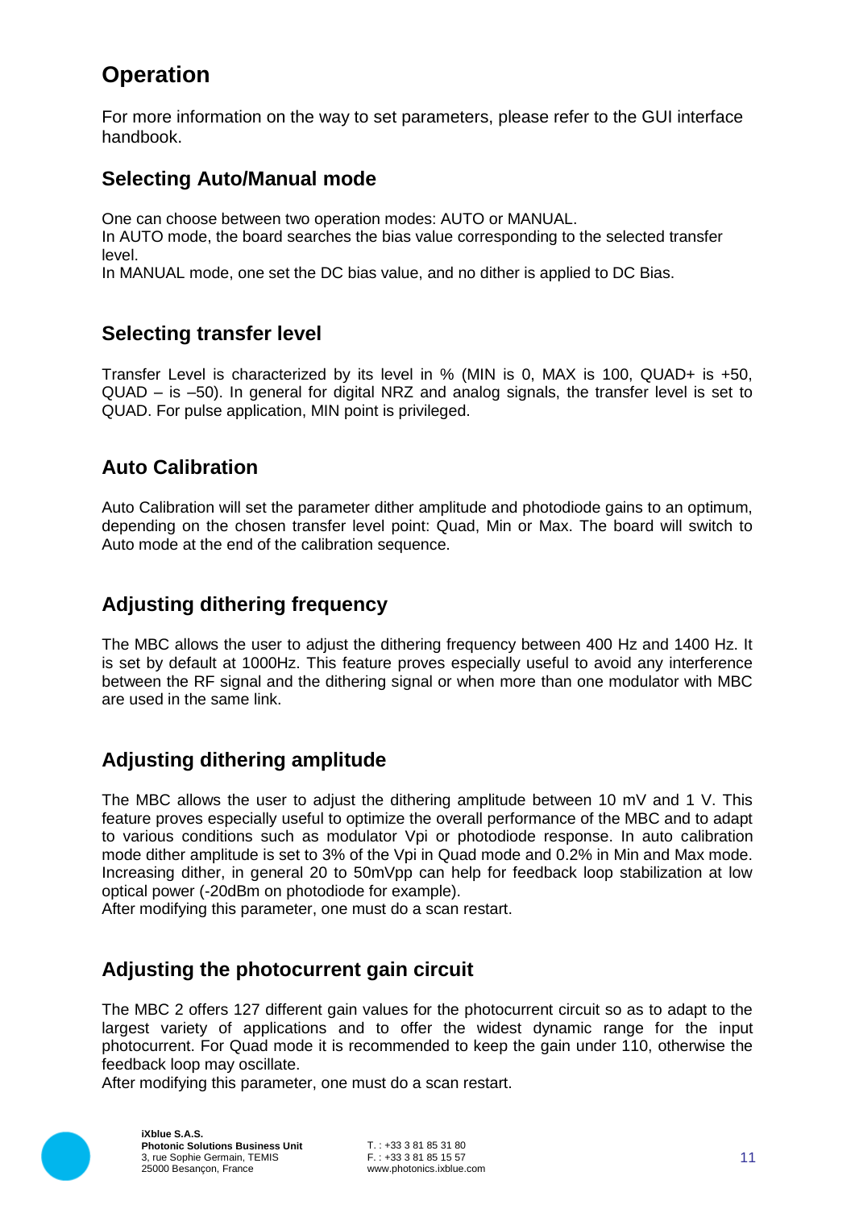# Operation

For more information on the way to set parameters, please refer to the GUI interface handbook.

## Selecting Auto/Manual mode

One can choose between two operation modes: AUTO or MANUAL.
In AUTO mode, the board searches the bias value corresponding to the selected transfer level.
In MANUAL mode, one set the DC bias value, and no dither is applied to DC Bias.

## Selecting transfer level

Transfer Level is characterized by its level in % (MIN is 0, MAX is 100, QUAD+ is +50, QUAD – is –50). In general for digital NRZ and analog signals, the transfer level is set to QUAD. For pulse application, MIN point is privileged.

## Auto Calibration

Auto Calibration will set the parameter dither amplitude and photodiode gains to an optimum, depending on the chosen transfer level point: Quad, Min or Max. The board will switch to Auto mode at the end of the calibration sequence.

## Adjusting dithering frequency

The MBC allows the user to adjust the dithering frequency between 400 Hz and 1400 Hz. It is set by default at 1000Hz. This feature proves especially useful to avoid any interference between the RF signal and the dithering signal or when more than one modulator with MBC are used in the same link.

## Adjusting dithering amplitude

The MBC allows the user to adjust the dithering amplitude between 10 mV and 1 V. This feature proves especially useful to optimize the overall performance of the MBC and to adapt to various conditions such as modulator Vpi or photodiode response. In auto calibration mode dither amplitude is set to 3% of the Vpi in Quad mode and 0.2% in Min and Max mode. Increasing dither, in general 20 to 50mVpp can help for feedback loop stabilization at low optical power (-20dBm on photodiode for example).
After modifying this parameter, one must do a scan restart.

## Adjusting the photocurrent gain circuit

The MBC 2 offers 127 different gain values for the photocurrent circuit so as to adapt to the largest variety of applications and to offer the widest dynamic range for the input photocurrent. For Quad mode it is recommended to keep the gain under 110, otherwise the feedback loop may oscillate.
After modifying this parameter, one must do a scan restart.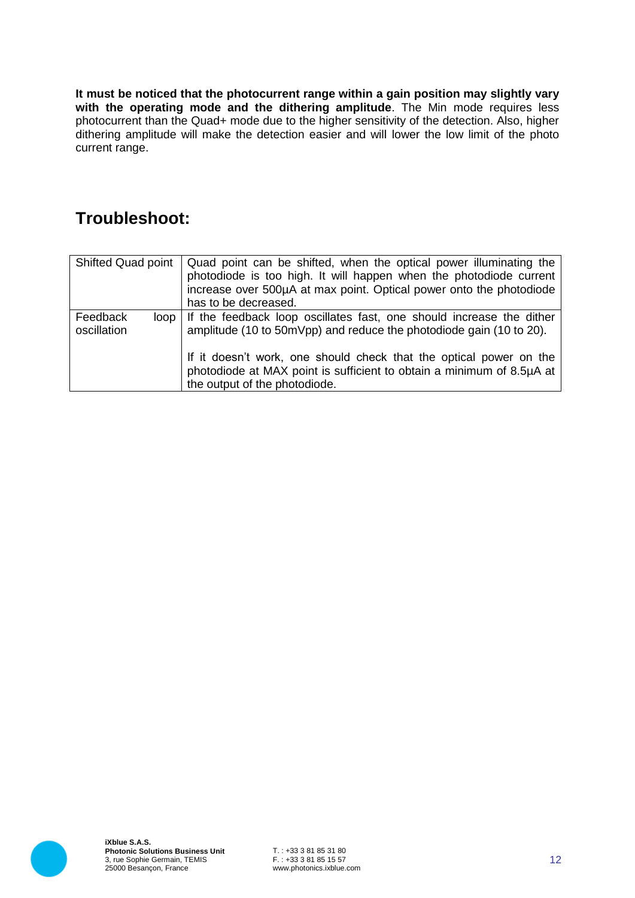**It must be noticed that the photocurrent range within a gain position may slightly vary with the operating mode and the dithering amplitude**. The Min mode requires less photocurrent than the Quad+ mode due to the higher sensitivity of the detection. Also, higher dithering amplitude will make the detection easier and will lower the low limit of the photo current range.

## Troubleshoot:

| | |
|---|---|
| Shifted Quad point | Quad point can be shifted, when the optical power illuminating the photodiode is too high. It will happen when the photodiode current increase over 500µA at max point. Optical power onto the photodiode has to be decreased. |
| Feedback loop oscillation | If the feedback loop oscillates fast, one should increase the dither amplitude (10 to 50mVpp) and reduce the photodiode gain (10 to 20).<br><br>If it doesn't work, one should check that the optical power on the photodiode at MAX point is sufficient to obtain a minimum of 8.5µA at the output of the photodiode. |